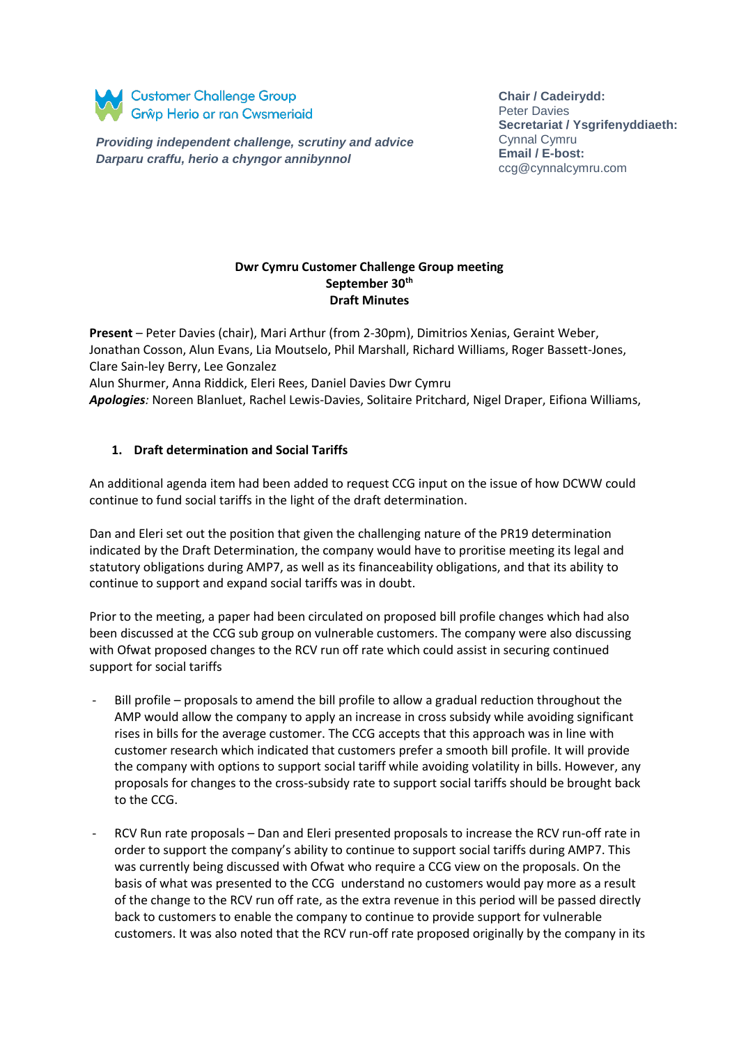Customer Challenge Group
Grŵp Herio ar ran Cwsmeriaid

***Providing independent challenge, scrutiny and advice***
***Darparu craffu, herio a chyngor annibynnol***

**Chair / Cadeirydd:**
Peter Davies
**Secretariat / Ysgrifenyddiaeth:**
Cynnal Cymru
**Email / E-bost:**
ccg@cynnalcymru.com

**Dwr Cymru Customer Challenge Group meeting**
**September 30th**
**Draft Minutes**

**Present** – Peter Davies (chair), Mari Arthur (from 2-30pm), Dimitrios Xenias, Geraint Weber, Jonathan Cosson, Alun Evans, Lia Moutselo, Phil Marshall, Richard Williams, Roger Bassett-Jones, Clare Sain-ley Berry, Lee Gonzalez
Alun Shurmer, Anna Riddick, Eleri Rees, Daniel Davies Dwr Cymru
***Apologies**:* Noreen Blanluet, Rachel Lewis-Davies, Solitaire Pritchard, Nigel Draper, Eifiona Williams,

## 1. Draft determination and Social Tariffs

An additional agenda item had been added to request CCG input on the issue of how DCWW could continue to fund social tariffs in the light of the draft determination.

Dan and Eleri set out the position that given the challenging nature of the PR19 determination indicated by the Draft Determination, the company would have to proritise meeting its legal and statutory obligations during AMP7, as well as its financeability obligations, and that its ability to continue to support and expand social tariffs was in doubt.

Prior to the meeting, a paper had been circulated on proposed bill profile changes which had also been discussed at the CCG sub group on vulnerable customers. The company were also discussing with Ofwat proposed changes to the RCV run off rate which could assist in securing continued support for social tariffs

- Bill profile – proposals to amend the bill profile to allow a gradual reduction throughout the AMP would allow the company to apply an increase in cross subsidy while avoiding significant rises in bills for the average customer. The CCG accepts that this approach was in line with customer research which indicated that customers prefer a smooth bill profile. It will provide the company with options to support social tariff while avoiding volatility in bills. However, any proposals for changes to the cross-subsidy rate to support social tariffs should be brought back to the CCG.

- RCV Run rate proposals – Dan and Eleri presented proposals to increase the RCV run-off rate in order to support the company's ability to continue to support social tariffs during AMP7. This was currently being discussed with Ofwat who require a CCG view on the proposals. On the basis of what was presented to the CCG understand no customers would pay more as a result of the change to the RCV run off rate, as the extra revenue in this period will be passed directly back to customers to enable the company to continue to provide support for vulnerable customers. It was also noted that the RCV run-off rate proposed originally by the company in its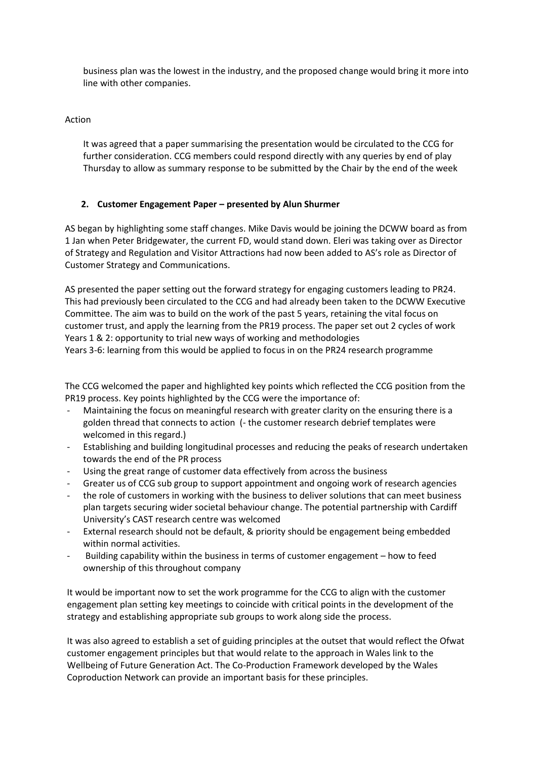business plan was the lowest in the industry, and the proposed change would bring it more into line with other companies.

Action

It was agreed that a paper summarising the presentation would be circulated to the CCG for further consideration. CCG members could respond directly with any queries by end of play Thursday to allow as summary response to be submitted by the Chair by the end of the week

2. **Customer Engagement Paper – presented by Alun Shurmer**

AS began by highlighting some staff changes. Mike Davis would be joining the DCWW board as from 1 Jan when Peter Bridgewater, the current FD, would stand down. Eleri was taking over as Director of Strategy and Regulation and Visitor Attractions had now been added to AS's role as Director of Customer Strategy and Communications.

AS presented the paper setting out the forward strategy for engaging customers leading to PR24. This had previously been circulated to the CCG and had already been taken to the DCWW Executive Committee. The aim was to build on the work of the past 5 years, retaining the vital focus on customer trust, and apply the learning from the PR19 process. The paper set out 2 cycles of work
Years 1 & 2: opportunity to trial new ways of working and methodologies
Years 3-6: learning from this would be applied to focus in on the PR24 research programme

The CCG welcomed the paper and highlighted key points which reflected the CCG position from the PR19 process. Key points highlighted by the CCG were the importance of:

- Maintaining the focus on meaningful research with greater clarity on the ensuring there is a golden thread that connects to action (- the customer research debrief templates were welcomed in this regard.)
- Establishing and building longitudinal processes and reducing the peaks of research undertaken towards the end of the PR process
- Using the great range of customer data effectively from across the business
- Greater us of CCG sub group to support appointment and ongoing work of research agencies
- the role of customers in working with the business to deliver solutions that can meet business plan targets securing wider societal behaviour change. The potential partnership with Cardiff University's CAST research centre was welcomed
- External research should not be default, & priority should be engagement being embedded within normal activities.
- Building capability within the business in terms of customer engagement – how to feed ownership of this throughout company

It would be important now to set the work programme for the CCG to align with the customer engagement plan setting key meetings to coincide with critical points in the development of the strategy and establishing appropriate sub groups to work along side the process.

It was also agreed to establish a set of guiding principles at the outset that would reflect the Ofwat customer engagement principles but that would relate to the approach in Wales link to the Wellbeing of Future Generation Act. The Co-Production Framework developed by the Wales Coproduction Network can provide an important basis for these principles.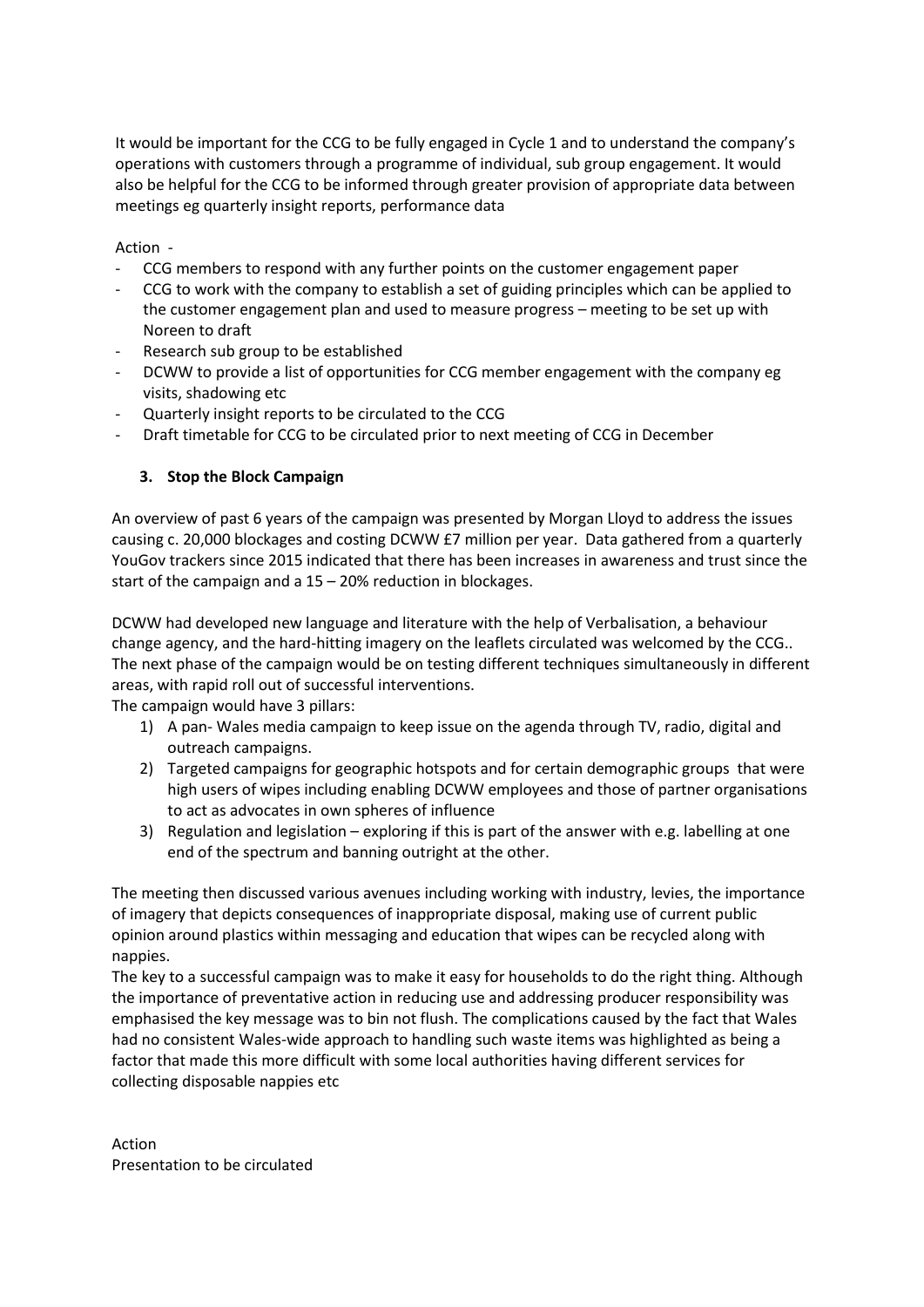It would be important for the CCG to be fully engaged in Cycle 1 and to understand the company's operations with customers through a programme of individual, sub group engagement. It would also be helpful for the CCG to be informed through greater provision of appropriate data between meetings eg quarterly insight reports, performance data

Action -

- CCG members to respond with any further points on the customer engagement paper
- CCG to work with the company to establish a set of guiding principles which can be applied to the customer engagement plan and used to measure progress – meeting to be set up with Noreen to draft
- Research sub group to be established
- DCWW to provide a list of opportunities for CCG member engagement with the company eg visits, shadowing etc
- Quarterly insight reports to be circulated to the CCG
- Draft timetable for CCG to be circulated prior to next meeting of CCG in December

### 3. Stop the Block Campaign

An overview of past 6 years of the campaign was presented by Morgan Lloyd to address the issues causing c. 20,000 blockages and costing DCWW £7 million per year. Data gathered from a quarterly YouGov trackers since 2015 indicated that there has been increases in awareness and trust since the start of the campaign and a 15 – 20% reduction in blockages.

DCWW had developed new language and literature with the help of Verbalisation, a behaviour change agency, and the hard-hitting imagery on the leaflets circulated was welcomed by the CCG.. The next phase of the campaign would be on testing different techniques simultaneously in different areas, with rapid roll out of successful interventions.

The campaign would have 3 pillars:

1) A pan- Wales media campaign to keep issue on the agenda through TV, radio, digital and outreach campaigns.
2) Targeted campaigns for geographic hotspots and for certain demographic groups that were high users of wipes including enabling DCWW employees and those of partner organisations to act as advocates in own spheres of influence
3) Regulation and legislation – exploring if this is part of the answer with e.g. labelling at one end of the spectrum and banning outright at the other.

The meeting then discussed various avenues including working with industry, levies, the importance of imagery that depicts consequences of inappropriate disposal, making use of current public opinion around plastics within messaging and education that wipes can be recycled along with nappies.

The key to a successful campaign was to make it easy for households to do the right thing. Although the importance of preventative action in reducing use and addressing producer responsibility was emphasised the key message was to bin not flush. The complications caused by the fact that Wales had no consistent Wales-wide approach to handling such waste items was highlighted as being a factor that made this more difficult with some local authorities having different services for collecting disposable nappies etc

Action

Presentation to be circulated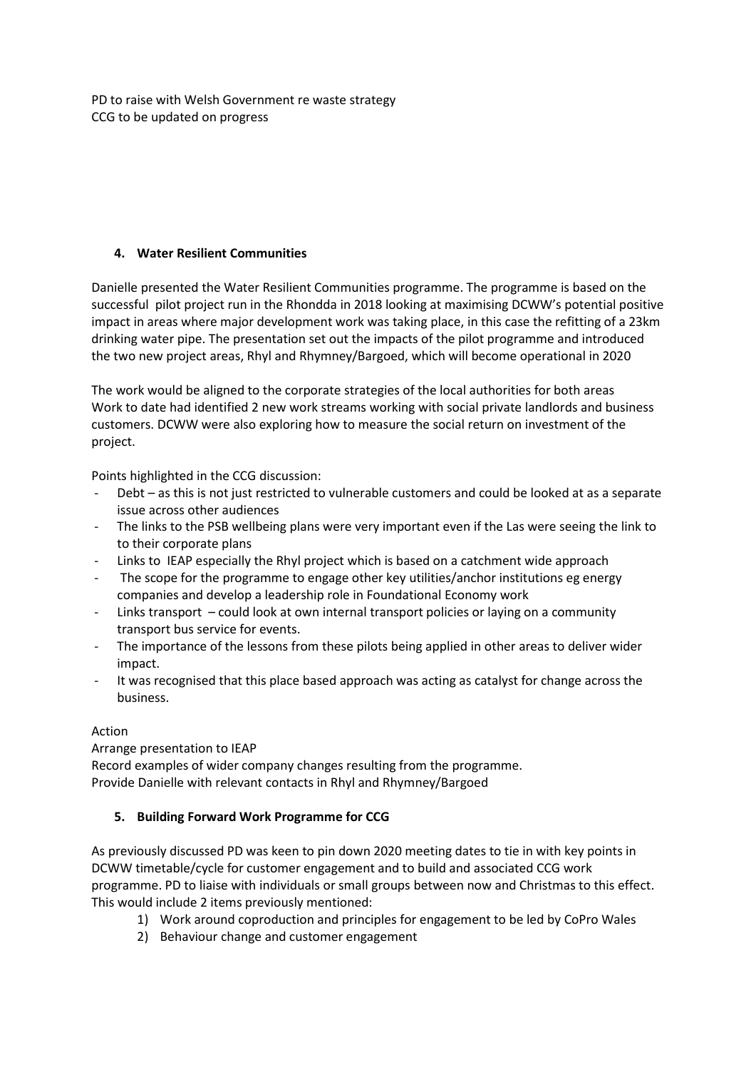PD to raise with Welsh Government re waste strategy
CCG to be updated on progress

4. **Water Resilient Communities**

Danielle presented the Water Resilient Communities programme. The programme is based on the successful pilot project run in the Rhondda in 2018 looking at maximising DCWW's potential positive impact in areas where major development work was taking place, in this case the refitting of a 23km drinking water pipe. The presentation set out the impacts of the pilot programme and introduced the two new project areas, Rhyl and Rhymney/Bargoed, which will become operational in 2020

The work would be aligned to the corporate strategies of the local authorities for both areas
Work to date had identified 2 new work streams working with social private landlords and business customers. DCWW were also exploring how to measure the social return on investment of the project.

Points highlighted in the CCG discussion:

- Debt – as this is not just restricted to vulnerable customers and could be looked at as a separate issue across other audiences
- The links to the PSB wellbeing plans were very important even if the Las were seeing the link to to their corporate plans
- Links to IEAP especially the Rhyl project which is based on a catchment wide approach
- The scope for the programme to engage other key utilities/anchor institutions eg energy companies and develop a leadership role in Foundational Economy work
- Links transport – could look at own internal transport policies or laying on a community transport bus service for events.
- The importance of the lessons from these pilots being applied in other areas to deliver wider impact.
- It was recognised that this place based approach was acting as catalyst for change across the business.

Action
Arrange presentation to IEAP
Record examples of wider company changes resulting from the programme.
Provide Danielle with relevant contacts in Rhyl and Rhymney/Bargoed

5. **Building Forward Work Programme for CCG**

As previously discussed PD was keen to pin down 2020 meeting dates to tie in with key points in DCWW timetable/cycle for customer engagement and to build and associated CCG work programme. PD to liaise with individuals or small groups between now and Christmas to this effect. This would include 2 items previously mentioned:

1) Work around coproduction and principles for engagement to be led by CoPro Wales
2) Behaviour change and customer engagement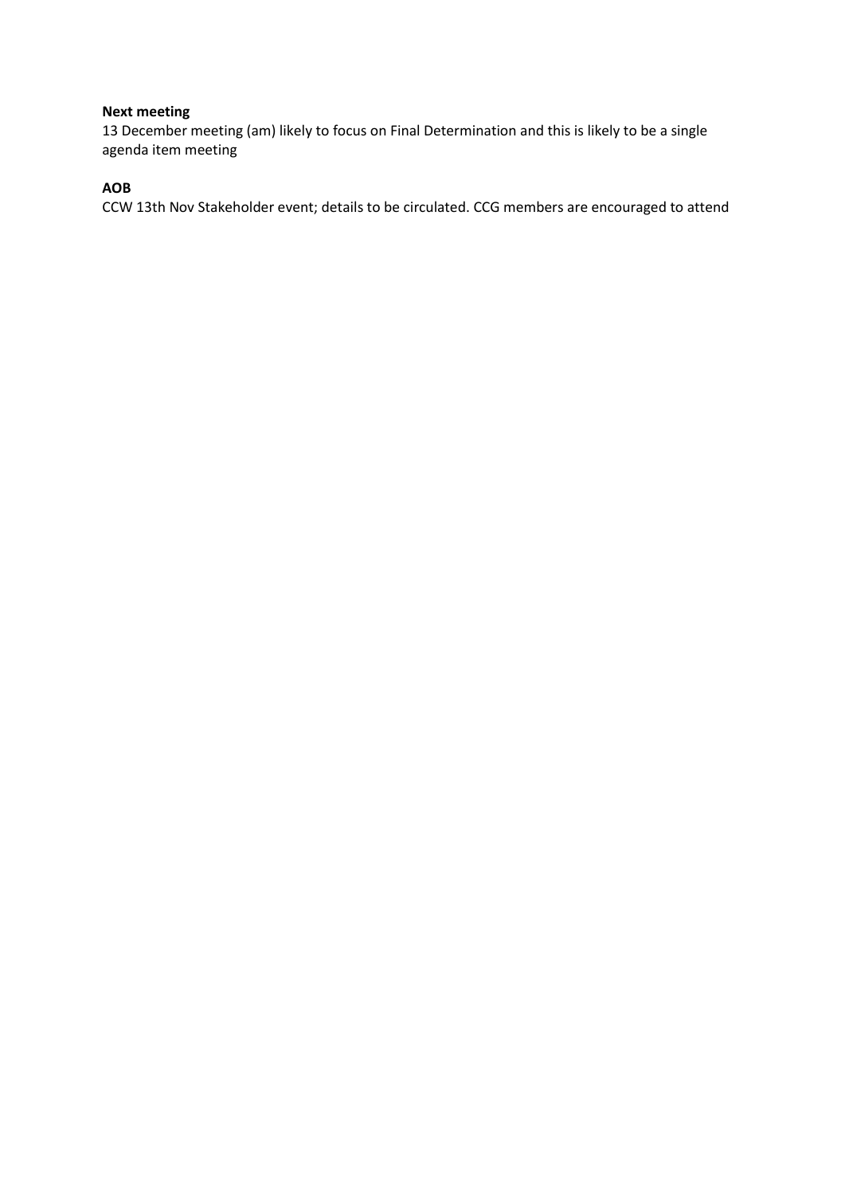**Next meeting**

13 December meeting (am) likely to focus on Final Determination and this is likely to be a single agenda item meeting

**AOB**

CCW 13th Nov Stakeholder event; details to be circulated. CCG members are encouraged to attend